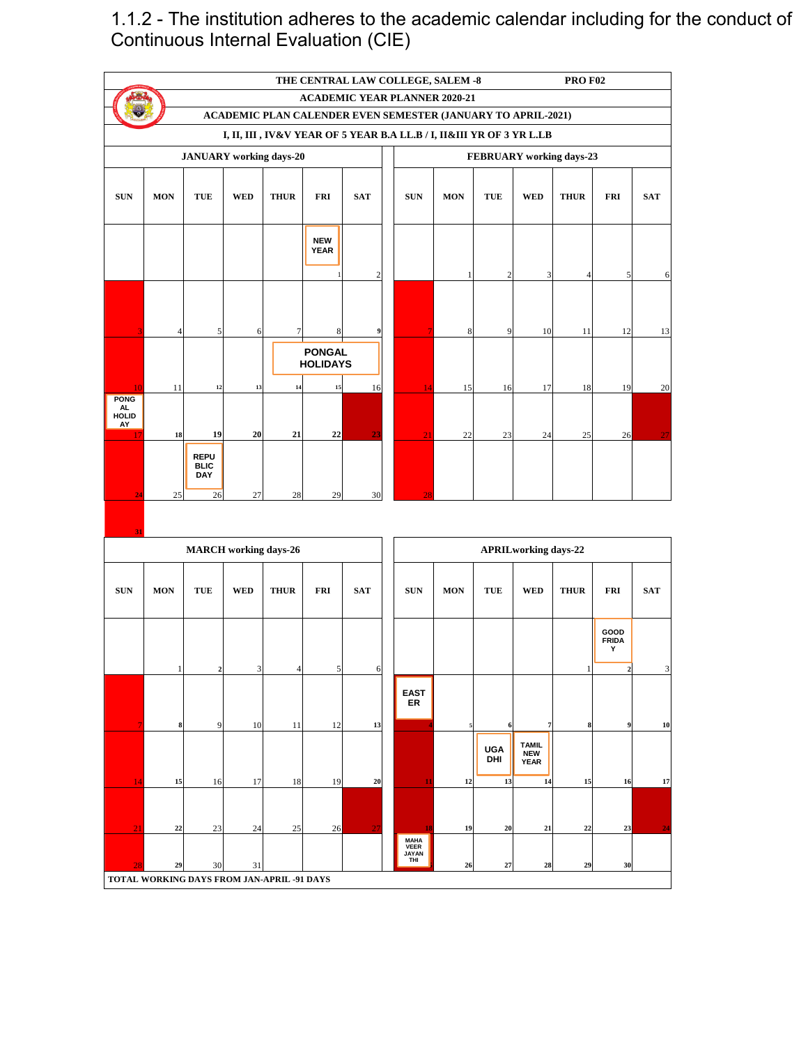1.1.2 - The institution adheres to the academic calendar including for the conduct of Continuous Internal Evaluation (CIE)

**THE CENTRAL LAW COLLEGE, SALEM -8** **PRO F02**

**ACADEMIC YEAR PLANNER 2020-21**

**ACADEMIC PLAN CALENDER EVEN SEMESTER (JANUARY TO APRIL-2021)**

**I, II, III , IV&V YEAR OF 5 YEAR B.A LL.B / I, II&III YR OF 3 YR L.LB**

**JANUARY working days-20**

| SUN | MON | TUE | WED | THUR | FRI | SAT |
|---|---|---|---|---|---|---|
| | | | | | NEW YEAR 1 | 2 |
| 3 | 4 | 5 | 6 | 7 | 8 | 9 |
| 10 | 11 | 12 | 13 | PONGAL HOLIDAYS 14 | 15 | 16 |
| PONGAL HOLIDAY 17 | 18 | 19 | 20 | 21 | 22 | 23 |
| 24 | 25 | REPUBLIC DAY 26 | 27 | 28 | 29 | 30 |
| 31 | | | | | | |

**FEBRUARY working days-23**

| SUN | MON | TUE | WED | THUR | FRI | SAT |
|---|---|---|---|---|---|---|
| | 1 | 2 | 3 | 4 | 5 | 6 |
| 7 | 8 | 9 | 10 | 11 | 12 | 13 |
| 14 | 15 | 16 | 17 | 18 | 19 | 20 |
| 21 | 22 | 23 | 24 | 25 | 26 | 27 |
| 28 | | | | | | |

**MARCH working days-26**

| SUN | MON | TUE | WED | THUR | FRI | SAT |
|---|---|---|---|---|---|---|
| | 1 | 2 | 3 | 4 | 5 | 6 |
| 7 | 8 | 9 | 10 | 11 | 12 | 13 |
| 14 | 15 | 16 | 17 | 18 | 19 | 20 |
| 21 | 22 | 23 | 24 | 25 | 26 | 27 |
| 28 | 29 | 30 | 31 | | | |

**APRILworking days-22**

| SUN | MON | TUE | WED | THUR | FRI | SAT |
|---|---|---|---|---|---|---|
| | | | | 1 | GOOD FRIDAY 2 | 3 |
| EASTER 4 | 5 | 6 | 7 | 8 | 9 | 10 |
| 11 | 12 | UGADHI 13 | TAMIL NEW YEAR 14 | 15 | 16 | 17 |
| 18 | 19 | 20 | 21 | 22 | 23 | 24 |
| MAHAVEER JAYANTHI 25 | 26 | 27 | 28 | 29 | 30 | |

**TOTAL WORKING DAYS FROM JAN-APRIL -91 DAYS**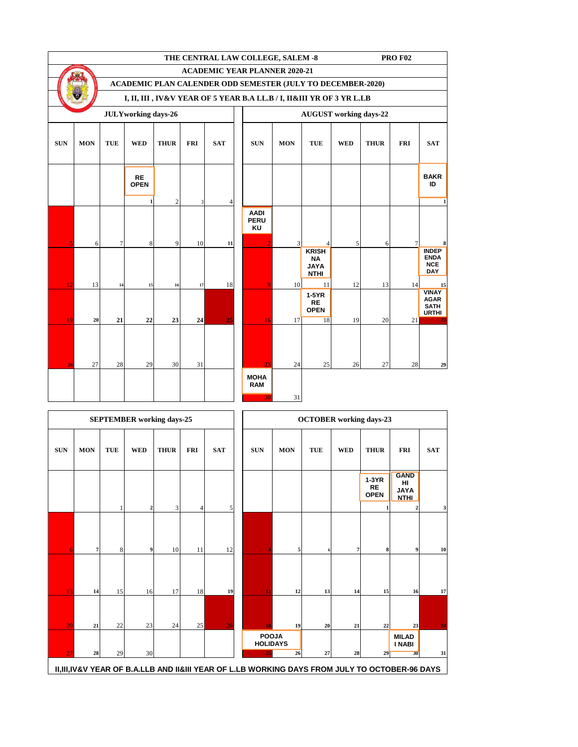# THE CENTRAL LAW COLLEGE, SALEM -8

PRO F02

## ACADEMIC YEAR PLANNER 2020-21

### ACADEMIC PLAN CALENDER ODD SEMESTER (JULY TO DECEMBER-2020)

### I, II, III , IV&V YEAR OF 5 YEAR B.A LL.B / I, II&III YR OF 3 YR L.LB

**JULY working days-26**

| SUN | MON | TUE | WED | THUR | FRI | SAT |
|---|---|---|---|---|---|---|
| | | | RE OPEN 1 | 2 | 3 | 4 |
| 5 | 6 | 7 | 8 | 9 | 10 | 11 |
| 12 | 13 | 14 | 15 | 16 | 17 | 18 |
| 19 | 20 | 21 | 22 | 23 | 24 | 25 |
| 26 | 27 | 28 | 29 | 30 | 31 | |

**AUGUST working days-22**

| SUN | MON | TUE | WED | THUR | FRI | SAT |
|---|---|---|---|---|---|---|
| | | | | | | BAKR ID 1 |
| AADI PERU KU 2 | 3 | 4 | 5 | 6 | 7 | 8 |
| 9 | 10 | KRISHNA JAYANTHI 11 | 12 | 13 | 14 | INDEPENDANCE DAY 15 |
| 16 | 17 | 1-5YR RE OPEN 18 | 19 | 20 | 21 | VINAYAGAR SATHURTHI 22 |
| 23 | 24 | 25 | 26 | 27 | 28 | 29 |
| MOHARAM 30 | 31 | | | | | |

**SEPTEMBER working days-25**

| SUN | MON | TUE | WED | THUR | FRI | SAT |
|---|---|---|---|---|---|---|
| | | 1 | 2 | 3 | 4 | 5 |
| 6 | 7 | 8 | 9 | 10 | 11 | 12 |
| 13 | 14 | 15 | 16 | 17 | 18 | 19 |
| 20 | 21 | 22 | 23 | 24 | 25 | 26 |
| 27 | 28 | 29 | 30 | | | |

**OCTOBER working days-23**

| SUN | MON | TUE | WED | THUR | FRI | SAT |
|---|---|---|---|---|---|---|
| | | | | 1-3YR RE OPEN 1 | GANDHI JAYANTHI 2 | 3 |
| 4 | 5 | 6 | 7 | 8 | 9 | 10 |
| 11 | 12 | 13 | 14 | 15 | 16 | 17 |
| 18 | 19 | 20 | 21 | 22 | 23 | 24 |
| POOJA HOLIDAYS 25 | 26 | 27 | 28 | 29 | MILAD I NABI 30 | 31 |

**II,III,IV&V YEAR OF B.A.LLB AND II&III YEAR OF L.LB WORKING DAYS FROM JULY TO OCTOBER-96 DAYS**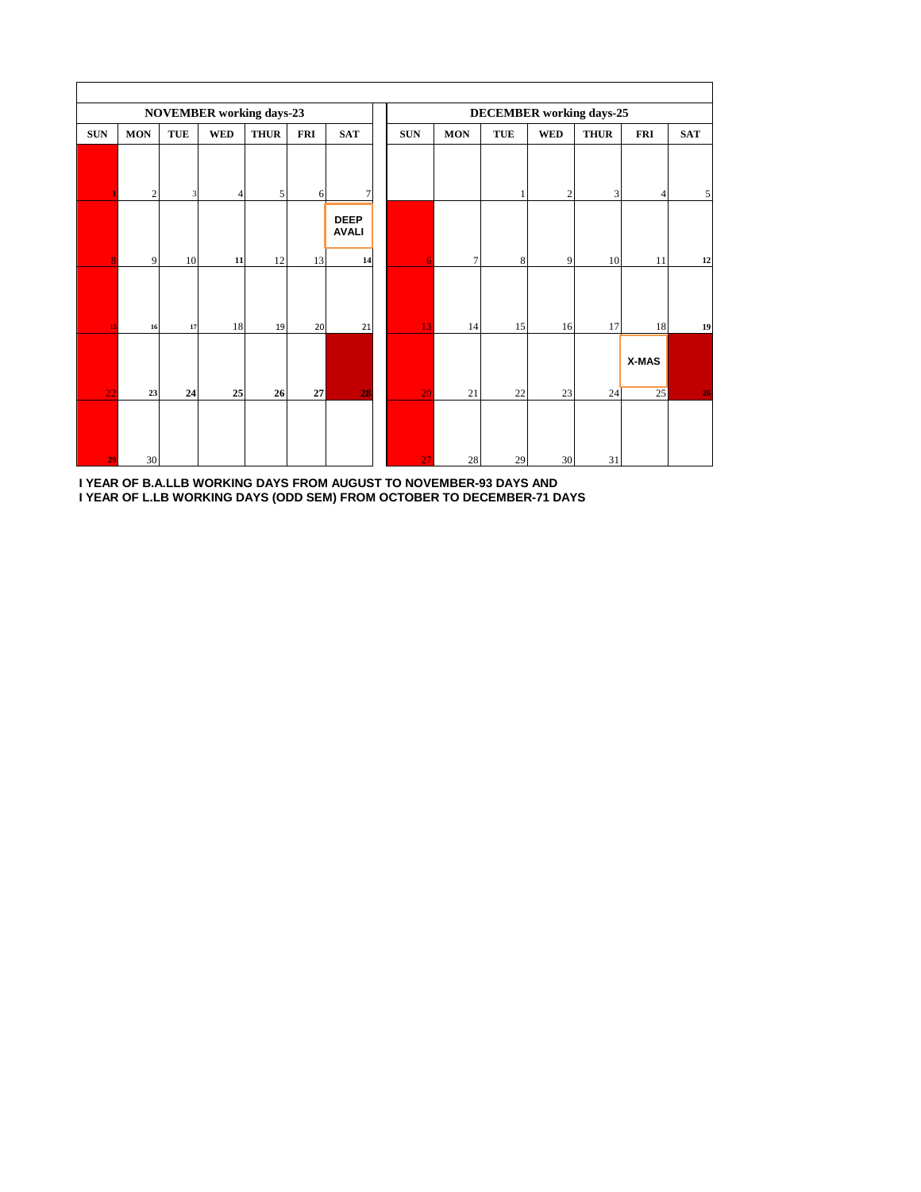**NOVEMBER working days-23**

| SUN | MON | TUE | WED | THUR | FRI | SAT |
|---|---|---|---|---|---|---|
| 1 | 2 | 3 | 4 | 5 | 6 | 7 |
| 8 | 9 | 10 | 11 | 12 | 13 | DEEP AVALI 14 |
| 15 | 16 | 17 | 18 | 19 | 20 | 21 |
| 22 | 23 | 24 | 25 | 26 | 27 | 28 |
| 29 | 30 | | | | | |

**DECEMBER working days-25**

| SUN | MON | TUE | WED | THUR | FRI | SAT |
|---|---|---|---|---|---|---|
| | | 1 | 2 | 3 | 4 | 5 |
| 6 | 7 | 8 | 9 | 10 | 11 | 12 |
| 13 | 14 | 15 | 16 | 17 | 18 | 19 |
| 20 | 21 | 22 | 23 | 24 | X-MAS 25 | 26 |
| 27 | 28 | 29 | 30 | 31 | | |

**I YEAR OF B.A.LLB WORKING DAYS FROM AUGUST TO NOVEMBER-93 DAYS AND**
**I YEAR OF L.LB WORKING DAYS (ODD SEM) FROM OCTOBER TO DECEMBER-71 DAYS**